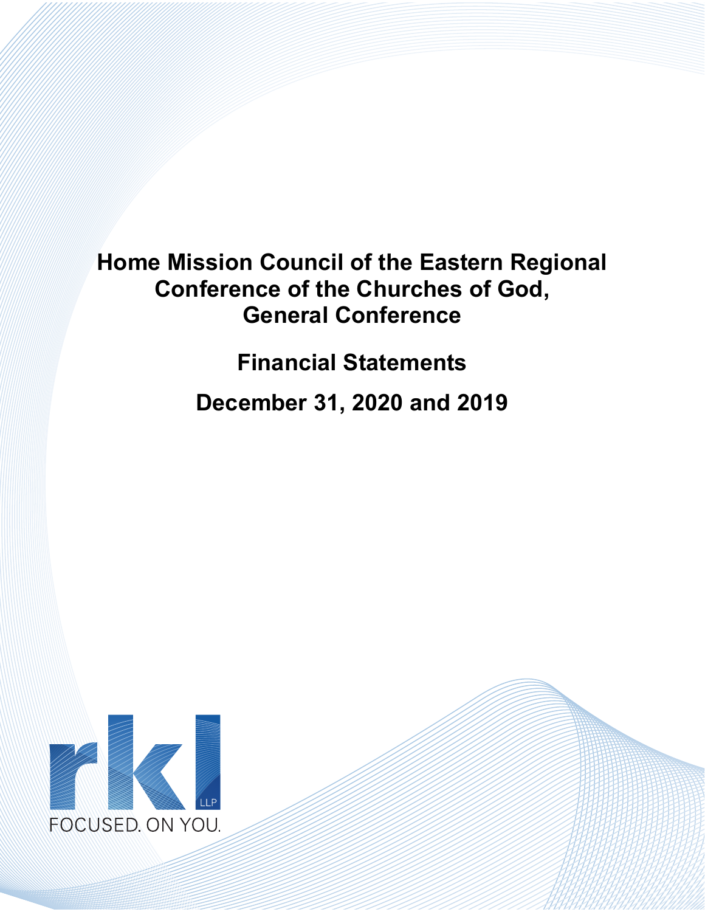# Home Mission Council of the Eastern Regional Conference of the Churches of God, General Conference

## Financial Statements

## December 31, 2020 and 2019

rkl LLP

FOCUSED. ON YOU.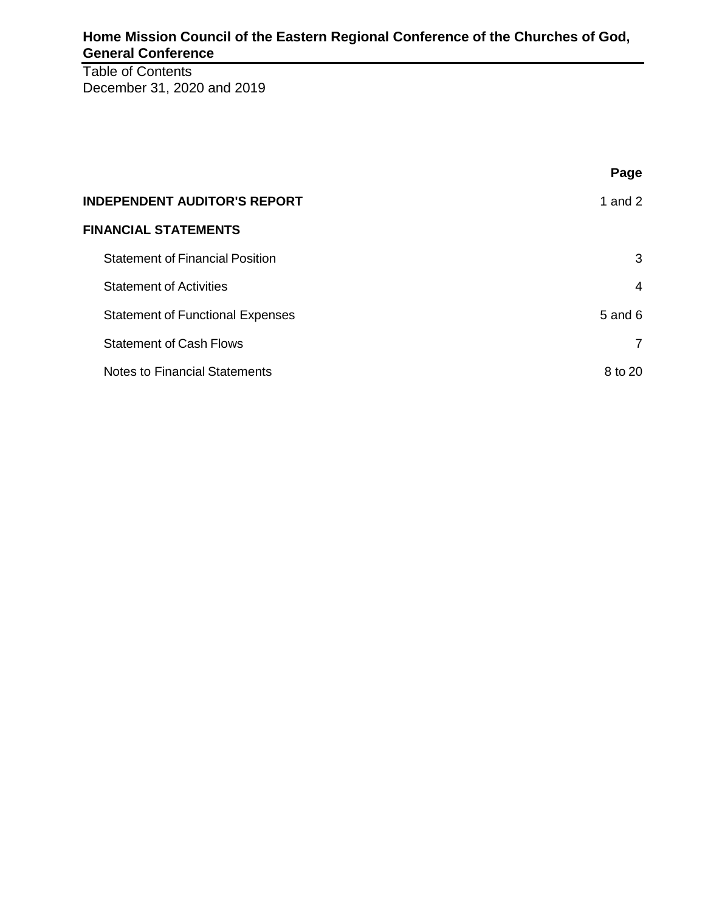# Home Mission Council of the Eastern Regional Conference of the Churches of God, General Conference

Table of Contents
December 31, 2020 and 2019

| | Page |
|---|---|
| **INDEPENDENT AUDITOR'S REPORT** | 1 and 2 |
| **FINANCIAL STATEMENTS** | |
| Statement of Financial Position | 3 |
| Statement of Activities | 4 |
| Statement of Functional Expenses | 5 and 6 |
| Statement of Cash Flows | 7 |
| Notes to Financial Statements | 8 to 20 |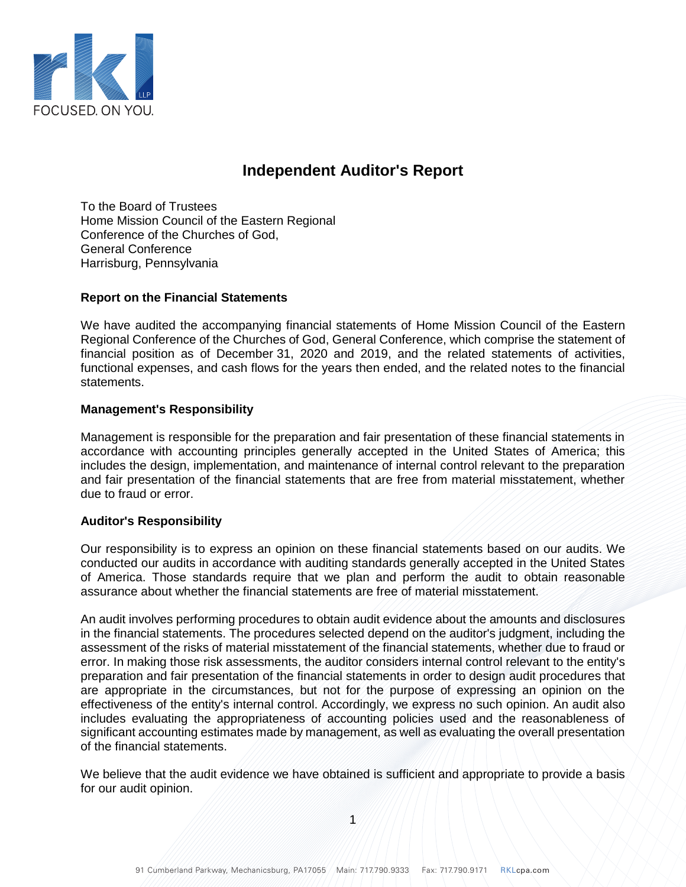# Independent Auditor's Report

To the Board of Trustees
Home Mission Council of the Eastern Regional
Conference of the Churches of God,
General Conference
Harrisburg, Pennsylvania

## Report on the Financial Statements

We have audited the accompanying financial statements of Home Mission Council of the Eastern Regional Conference of the Churches of God, General Conference, which comprise the statement of financial position as of December 31, 2020 and 2019, and the related statements of activities, functional expenses, and cash flows for the years then ended, and the related notes to the financial statements.

## Management's Responsibility

Management is responsible for the preparation and fair presentation of these financial statements in accordance with accounting principles generally accepted in the United States of America; this includes the design, implementation, and maintenance of internal control relevant to the preparation and fair presentation of the financial statements that are free from material misstatement, whether due to fraud or error.

## Auditor's Responsibility

Our responsibility is to express an opinion on these financial statements based on our audits. We conducted our audits in accordance with auditing standards generally accepted in the United States of America. Those standards require that we plan and perform the audit to obtain reasonable assurance about whether the financial statements are free of material misstatement.

An audit involves performing procedures to obtain audit evidence about the amounts and disclosures in the financial statements. The procedures selected depend on the auditor's judgment, including the assessment of the risks of material misstatement of the financial statements, whether due to fraud or error. In making those risk assessments, the auditor considers internal control relevant to the entity's preparation and fair presentation of the financial statements in order to design audit procedures that are appropriate in the circumstances, but not for the purpose of expressing an opinion on the effectiveness of the entity's internal control. Accordingly, we express no such opinion. An audit also includes evaluating the appropriateness of accounting policies used and the reasonableness of significant accounting estimates made by management, as well as evaluating the overall presentation of the financial statements.

We believe that the audit evidence we have obtained is sufficient and appropriate to provide a basis for our audit opinion.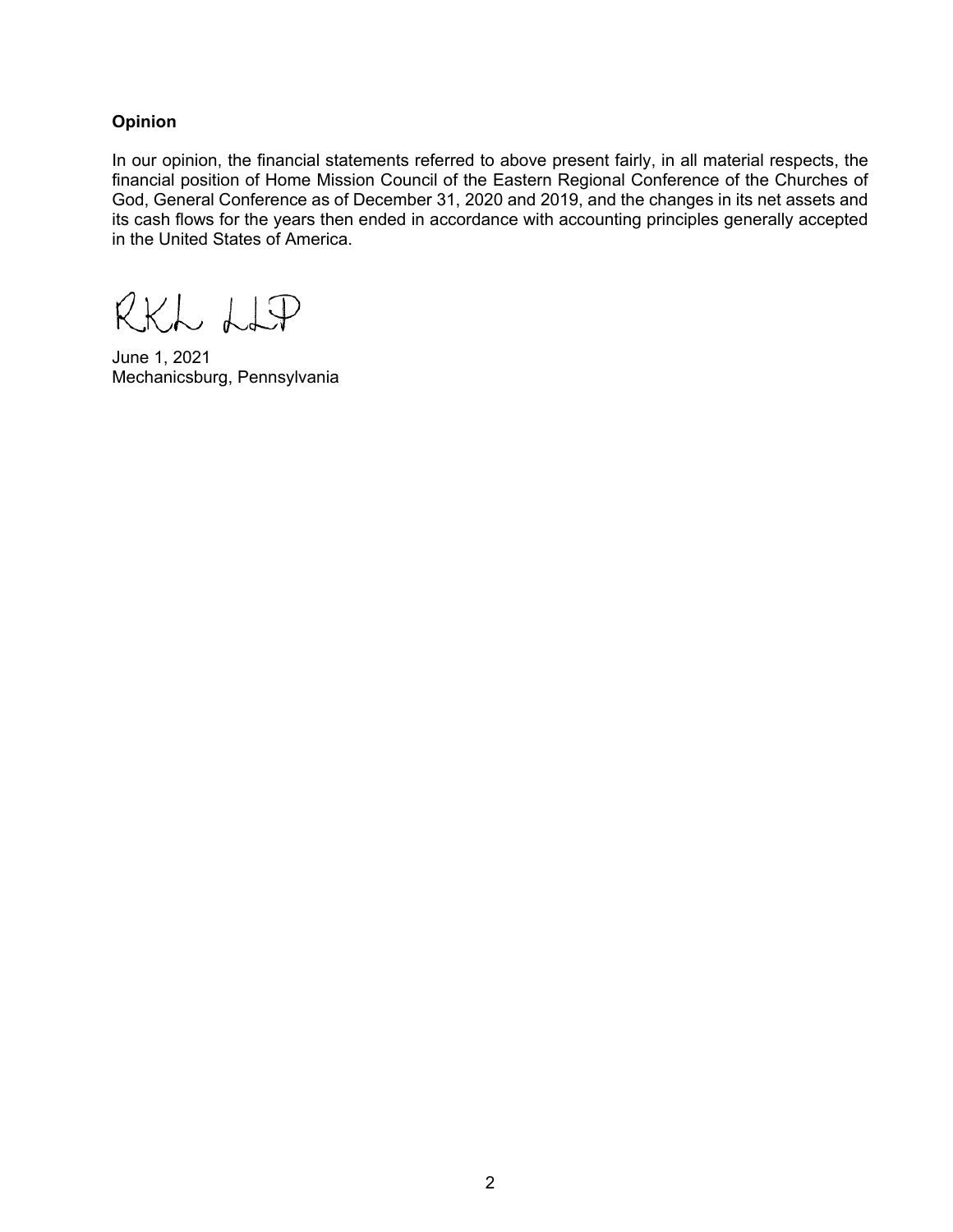**Opinion**

In our opinion, the financial statements referred to above present fairly, in all material respects, the financial position of Home Mission Council of the Eastern Regional Conference of the Churches of God, General Conference as of December 31, 2020 and 2019, and the changes in its net assets and its cash flows for the years then ended in accordance with accounting principles generally accepted in the United States of America.

RKL LLP

June 1, 2021
Mechanicsburg, Pennsylvania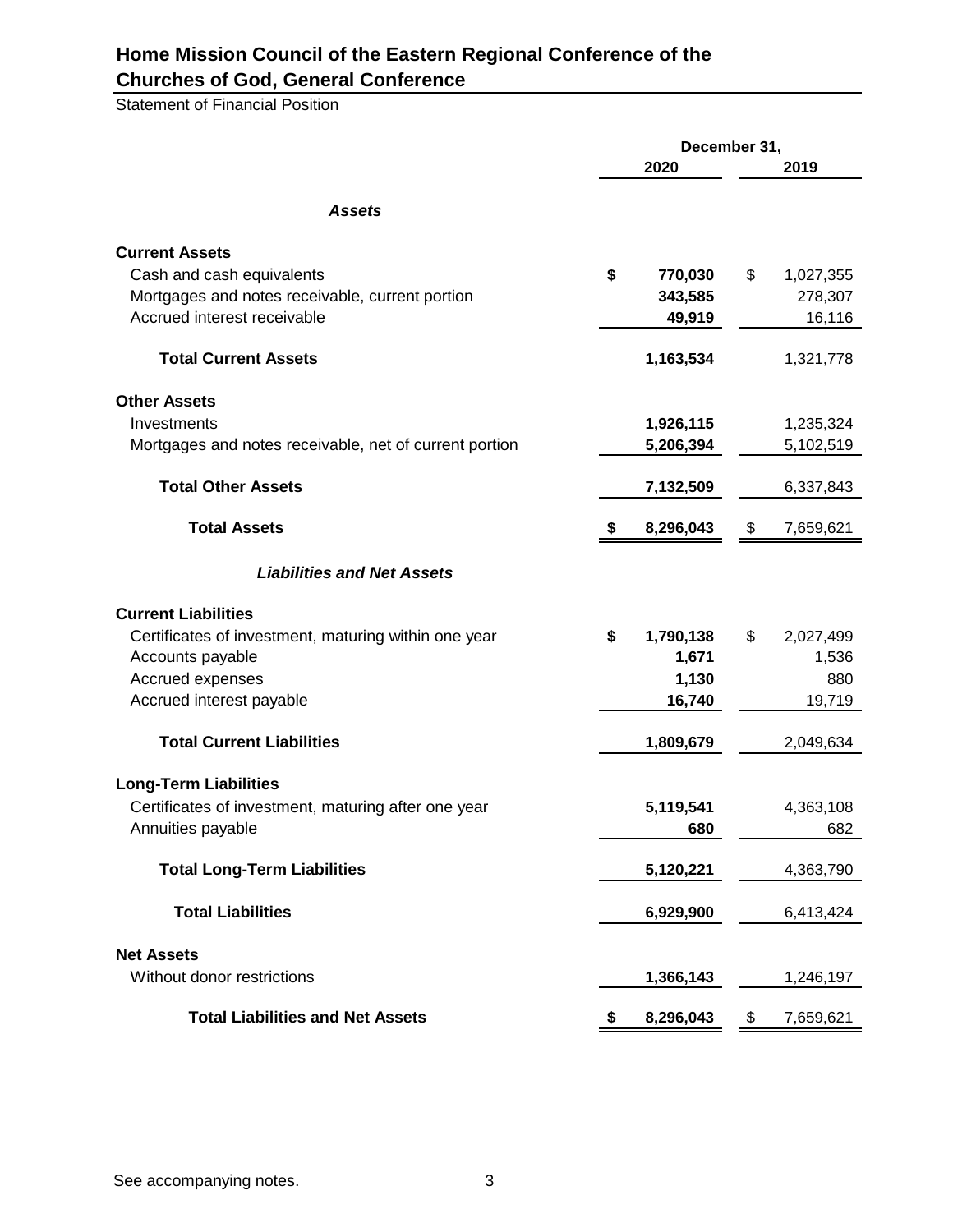# Home Mission Council of the Eastern Regional Conference of the Churches of God, General Conference

Statement of Financial Position

| | December 31, 2020 | December 31, 2019 |
|---|---|---|
| ***Assets*** | | |
| **Current Assets** | | |
| Cash and cash equivalents | **$ 770,030** | $ 1,027,355 |
| Mortgages and notes receivable, current portion | **343,585** | 278,307 |
| Accrued interest receivable | **49,919** | 16,116 |
| **Total Current Assets** | **1,163,534** | 1,321,778 |
| **Other Assets** | | |
| Investments | **1,926,115** | 1,235,324 |
| Mortgages and notes receivable, net of current portion | **5,206,394** | 5,102,519 |
| **Total Other Assets** | **7,132,509** | 6,337,843 |
| **Total Assets** | **$ 8,296,043** | $ 7,659,621 |
| ***Liabilities and Net Assets*** | | |
| **Current Liabilities** | | |
| Certificates of investment, maturing within one year | **$ 1,790,138** | $ 2,027,499 |
| Accounts payable | **1,671** | 1,536 |
| Accrued expenses | **1,130** | 880 |
| Accrued interest payable | **16,740** | 19,719 |
| **Total Current Liabilities** | **1,809,679** | 2,049,634 |
| **Long-Term Liabilities** | | |
| Certificates of investment, maturing after one year | **5,119,541** | 4,363,108 |
| Annuities payable | **680** | 682 |
| **Total Long-Term Liabilities** | **5,120,221** | 4,363,790 |
| **Total Liabilities** | **6,929,900** | 6,413,424 |
| **Net Assets** | | |
| Without donor restrictions | **1,366,143** | 1,246,197 |
| **Total Liabilities and Net Assets** | **$ 8,296,043** | $ 7,659,621 |

See accompanying notes.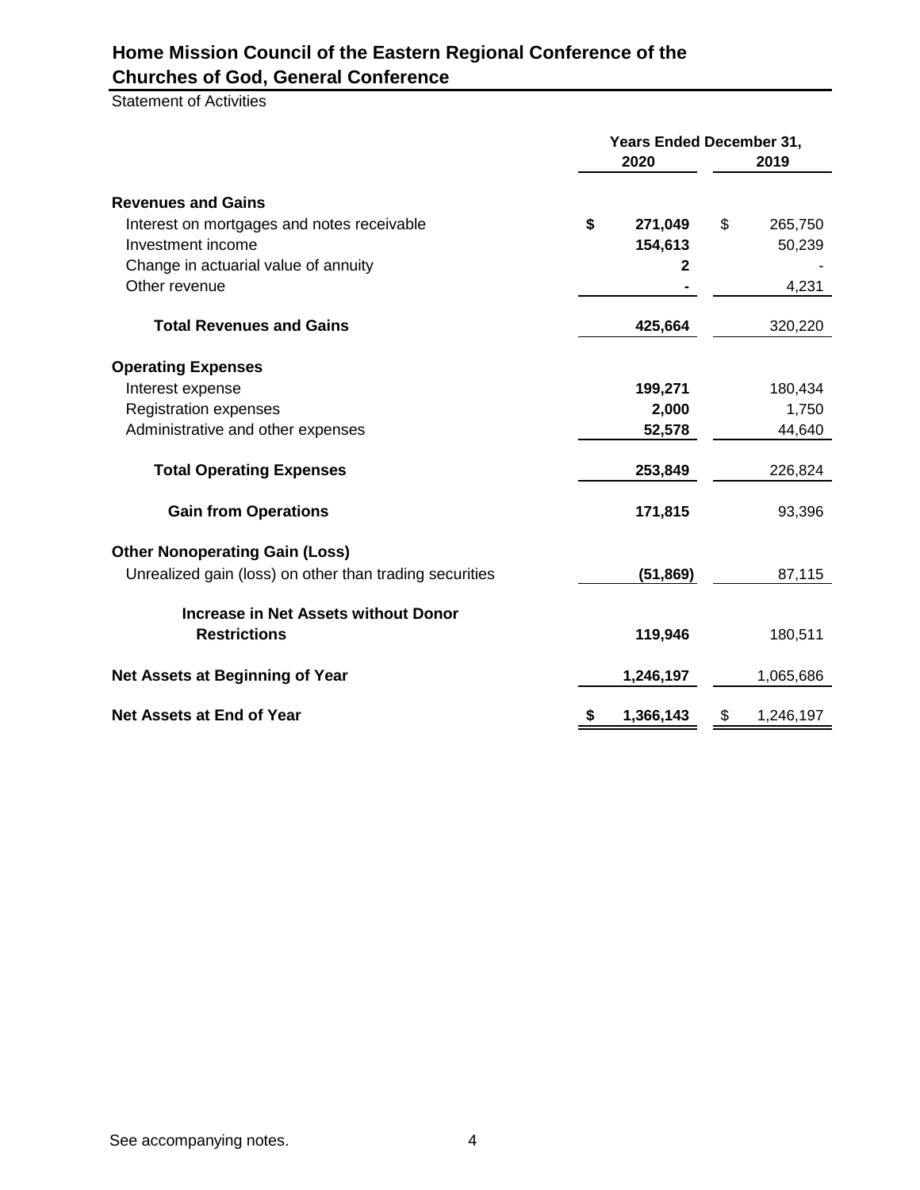# Home Mission Council of the Eastern Regional Conference of the Churches of God, General Conference

Statement of Activities

| | Years Ended December 31, | |
|---|---|---|
| | **2020** | **2019** |
| **Revenues and Gains** | | |
| Interest on mortgages and notes receivable | **$ 271,049** | $ 265,750 |
| Investment income | **154,613** | 50,239 |
| Change in actuarial value of annuity | **2** | - |
| Other revenue | **-** | 4,231 |
| **Total Revenues and Gains** | **425,664** | 320,220 |
| **Operating Expenses** | | |
| Interest expense | **199,271** | 180,434 |
| Registration expenses | **2,000** | 1,750 |
| Administrative and other expenses | **52,578** | 44,640 |
| **Total Operating Expenses** | **253,849** | 226,824 |
| **Gain from Operations** | **171,815** | 93,396 |
| **Other Nonoperating Gain (Loss)** | | |
| Unrealized gain (loss) on other than trading securities | **(51,869)** | 87,115 |
| **Increase in Net Assets without Donor Restrictions** | **119,946** | 180,511 |
| **Net Assets at Beginning of Year** | **1,246,197** | 1,065,686 |
| **Net Assets at End of Year** | **$ 1,366,143** | $ 1,246,197 |

See accompanying notes.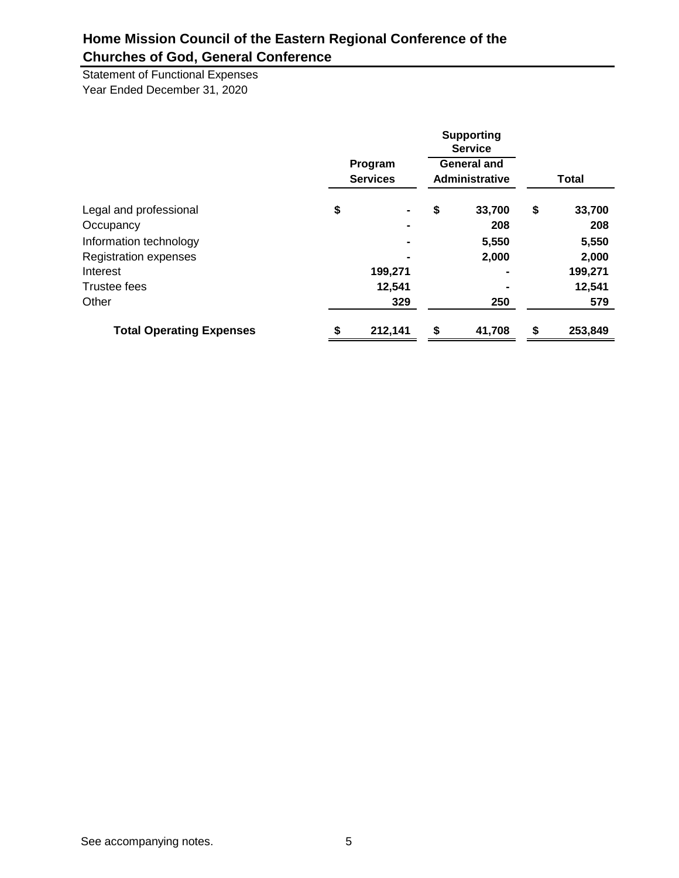# Home Mission Council of the Eastern Regional Conference of the Churches of God, General Conference

Statement of Functional Expenses
Year Ended December 31, 2020

| | Program Services | Supporting Service<br>General and Administrative | Total |
|---|---|---|---|
| Legal and professional | $ - | $ 33,700 | $ 33,700 |
| Occupancy | - | 208 | 208 |
| Information technology | - | 5,550 | 5,550 |
| Registration expenses | - | 2,000 | 2,000 |
| Interest | 199,271 | - | 199,271 |
| Trustee fees | 12,541 | - | 12,541 |
| Other | 329 | 250 | 579 |
| **Total Operating Expenses** | **$ 212,141** | **$ 41,708** | **$ 253,849** |

See accompanying notes.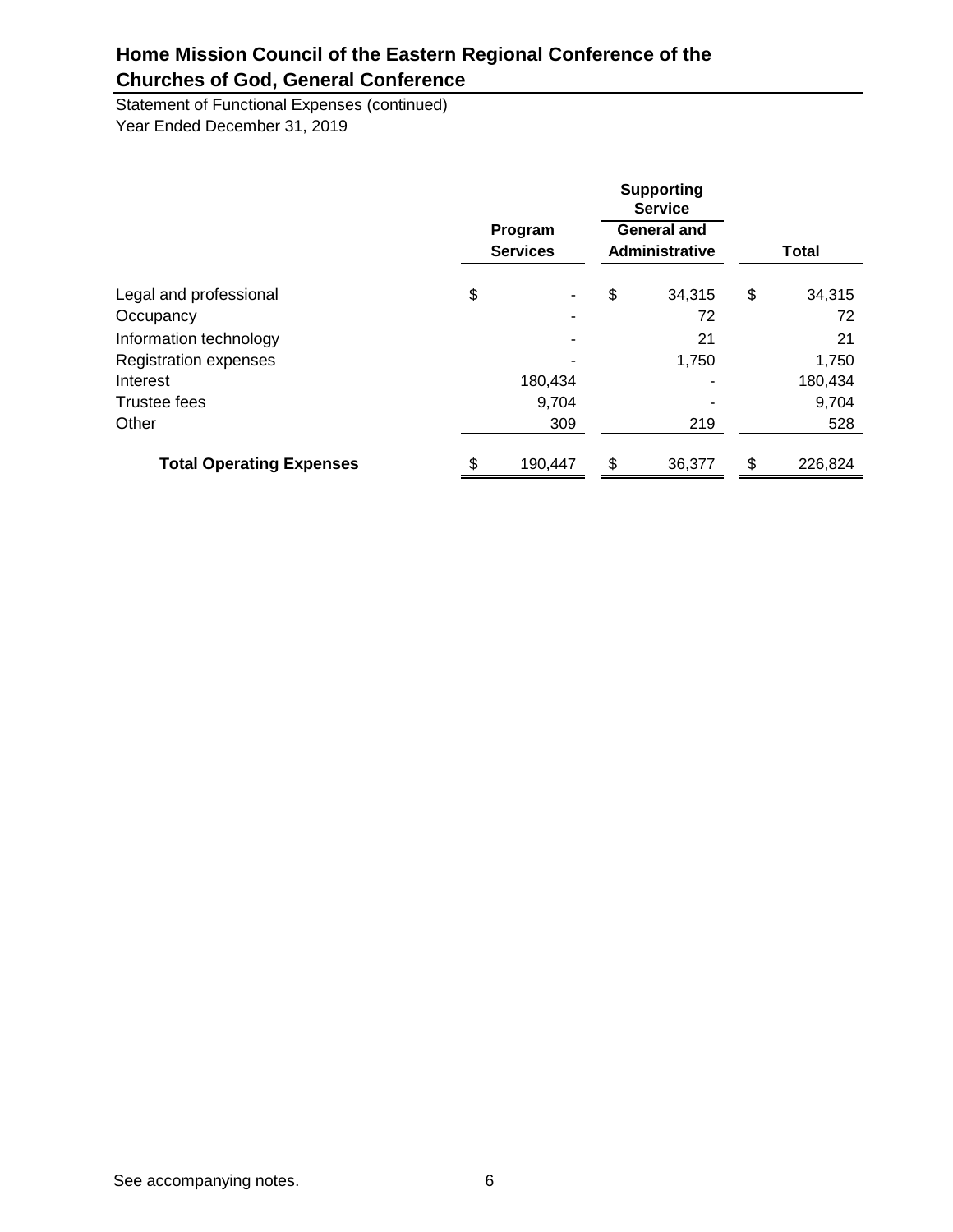# Home Mission Council of the Eastern Regional Conference of the Churches of God, General Conference

Statement of Functional Expenses (continued)
Year Ended December 31, 2019

| | Program Services | Supporting Service General and Administrative | Total |
|---|---|---|---|
| Legal and professional | $ - | $ 34,315 | $ 34,315 |
| Occupancy | - | 72 | 72 |
| Information technology | - | 21 | 21 |
| Registration expenses | - | 1,750 | 1,750 |
| Interest | 180,434 | - | 180,434 |
| Trustee fees | 9,704 | - | 9,704 |
| Other | 309 | 219 | 528 |
| **Total Operating Expenses** | $ 190,447 | $ 36,377 | $ 226,824 |

See accompanying notes.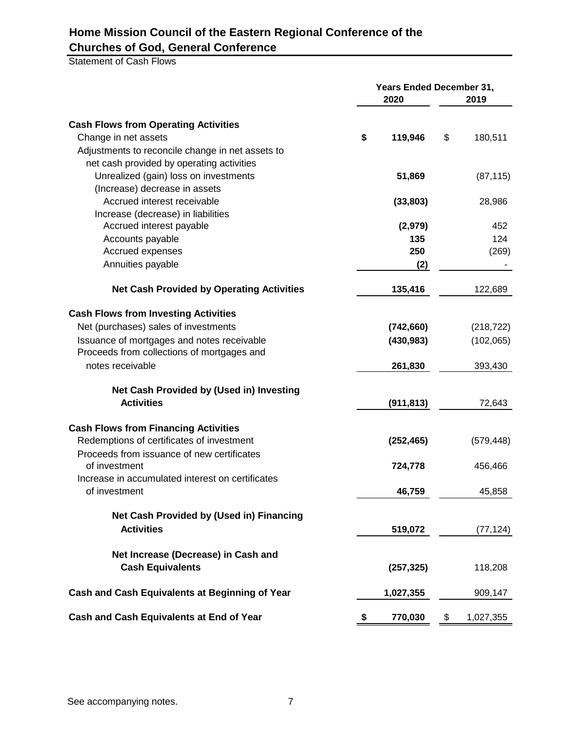# Home Mission Council of the Eastern Regional Conference of the Churches of God, General Conference

Statement of Cash Flows

| | Years Ended December 31, | |
|---|---|---|
| | **2020** | **2019** |
| **Cash Flows from Operating Activities** | | |
| Change in net assets | **$ 119,946** | $ 180,511 |
| Adjustments to reconcile change in net assets to net cash provided by operating activities | | |
| Unrealized (gain) loss on investments | **51,869** | (87,115) |
| (Increase) decrease in assets | | |
| Accrued interest receivable | **(33,803)** | 28,986 |
| Increase (decrease) in liabilities | | |
| Accrued interest payable | **(2,979)** | 452 |
| Accounts payable | **135** | 124 |
| Accrued expenses | **250** | (269) |
| Annuities payable | **(2)** | - |
| **Net Cash Provided by Operating Activities** | **135,416** | 122,689 |
| **Cash Flows from Investing Activities** | | |
| Net (purchases) sales of investments | **(742,660)** | (218,722) |
| Issuance of mortgages and notes receivable | **(430,983)** | (102,065) |
| Proceeds from collections of mortgages and notes receivable | **261,830** | 393,430 |
| **Net Cash Provided by (Used in) Investing Activities** | **(911,813)** | 72,643 |
| **Cash Flows from Financing Activities** | | |
| Redemptions of certificates of investment | **(252,465)** | (579,448) |
| Proceeds from issuance of new certificates of investment | **724,778** | 456,466 |
| Increase in accumulated interest on certificates of investment | **46,759** | 45,858 |
| **Net Cash Provided by (Used in) Financing Activities** | **519,072** | (77,124) |
| **Net Increase (Decrease) in Cash and Cash Equivalents** | **(257,325)** | 118,208 |
| **Cash and Cash Equivalents at Beginning of Year** | **1,027,355** | 909,147 |
| **Cash and Cash Equivalents at End of Year** | **$ 770,030** | $ 1,027,355 |

See accompanying notes.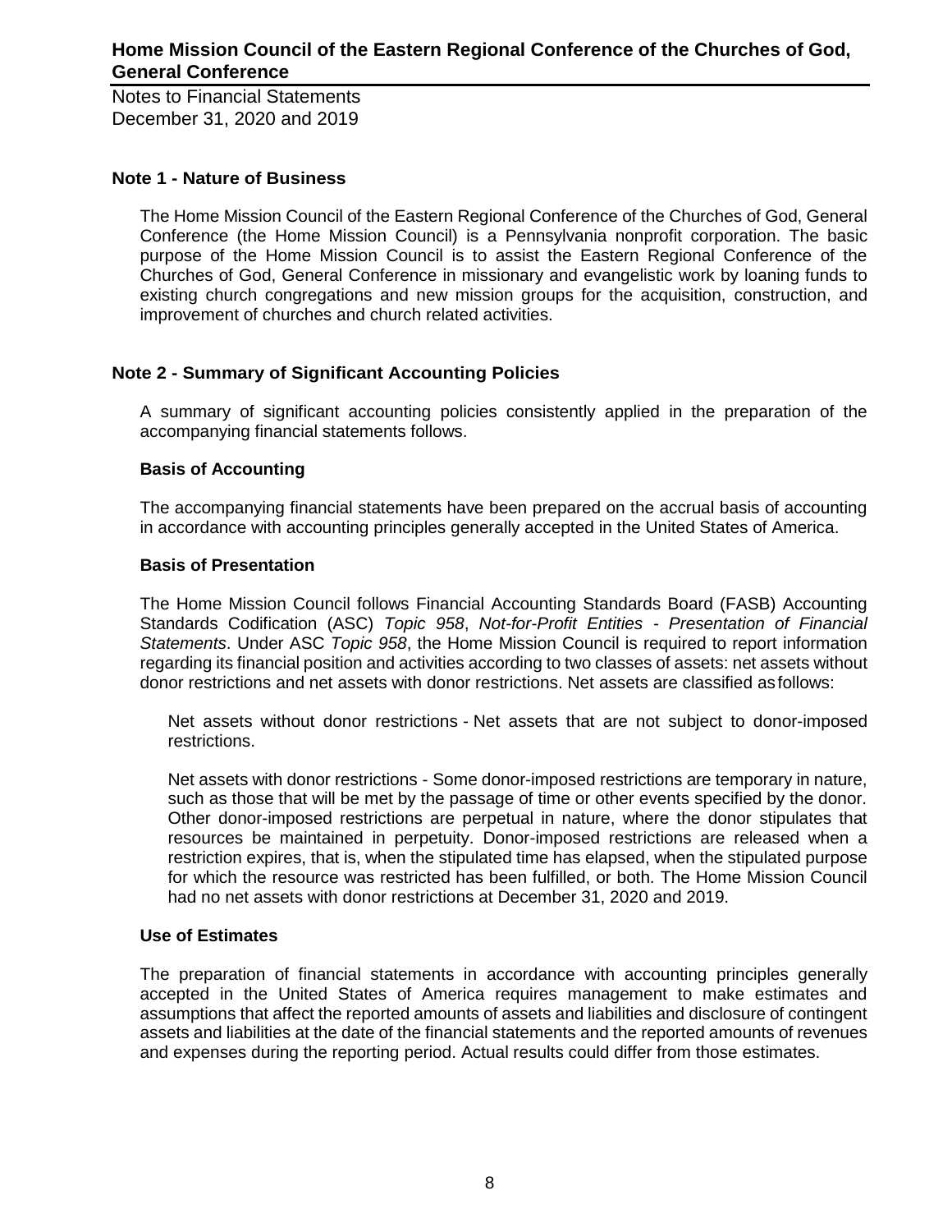# Home Mission Council of the Eastern Regional Conference of the Churches of God, General Conference

Notes to Financial Statements
December 31, 2020 and 2019

## Note 1 - Nature of Business

The Home Mission Council of the Eastern Regional Conference of the Churches of God, General Conference (the Home Mission Council) is a Pennsylvania nonprofit corporation. The basic purpose of the Home Mission Council is to assist the Eastern Regional Conference of the Churches of God, General Conference in missionary and evangelistic work by loaning funds to existing church congregations and new mission groups for the acquisition, construction, and improvement of churches and church related activities.

## Note 2 - Summary of Significant Accounting Policies

A summary of significant accounting policies consistently applied in the preparation of the accompanying financial statements follows.

### Basis of Accounting

The accompanying financial statements have been prepared on the accrual basis of accounting in accordance with accounting principles generally accepted in the United States of America.

### Basis of Presentation

The Home Mission Council follows Financial Accounting Standards Board (FASB) Accounting Standards Codification (ASC) *Topic 958*, *Not-for-Profit Entities - Presentation of Financial Statements*. Under ASC *Topic 958*, the Home Mission Council is required to report information regarding its financial position and activities according to two classes of assets: net assets without donor restrictions and net assets with donor restrictions. Net assets are classified as follows:

Net assets without donor restrictions - Net assets that are not subject to donor-imposed restrictions.

Net assets with donor restrictions - Some donor-imposed restrictions are temporary in nature, such as those that will be met by the passage of time or other events specified by the donor. Other donor-imposed restrictions are perpetual in nature, where the donor stipulates that resources be maintained in perpetuity. Donor-imposed restrictions are released when a restriction expires, that is, when the stipulated time has elapsed, when the stipulated purpose for which the resource was restricted has been fulfilled, or both. The Home Mission Council had no net assets with donor restrictions at December 31, 2020 and 2019.

### Use of Estimates

The preparation of financial statements in accordance with accounting principles generally accepted in the United States of America requires management to make estimates and assumptions that affect the reported amounts of assets and liabilities and disclosure of contingent assets and liabilities at the date of the financial statements and the reported amounts of revenues and expenses during the reporting period. Actual results could differ from those estimates.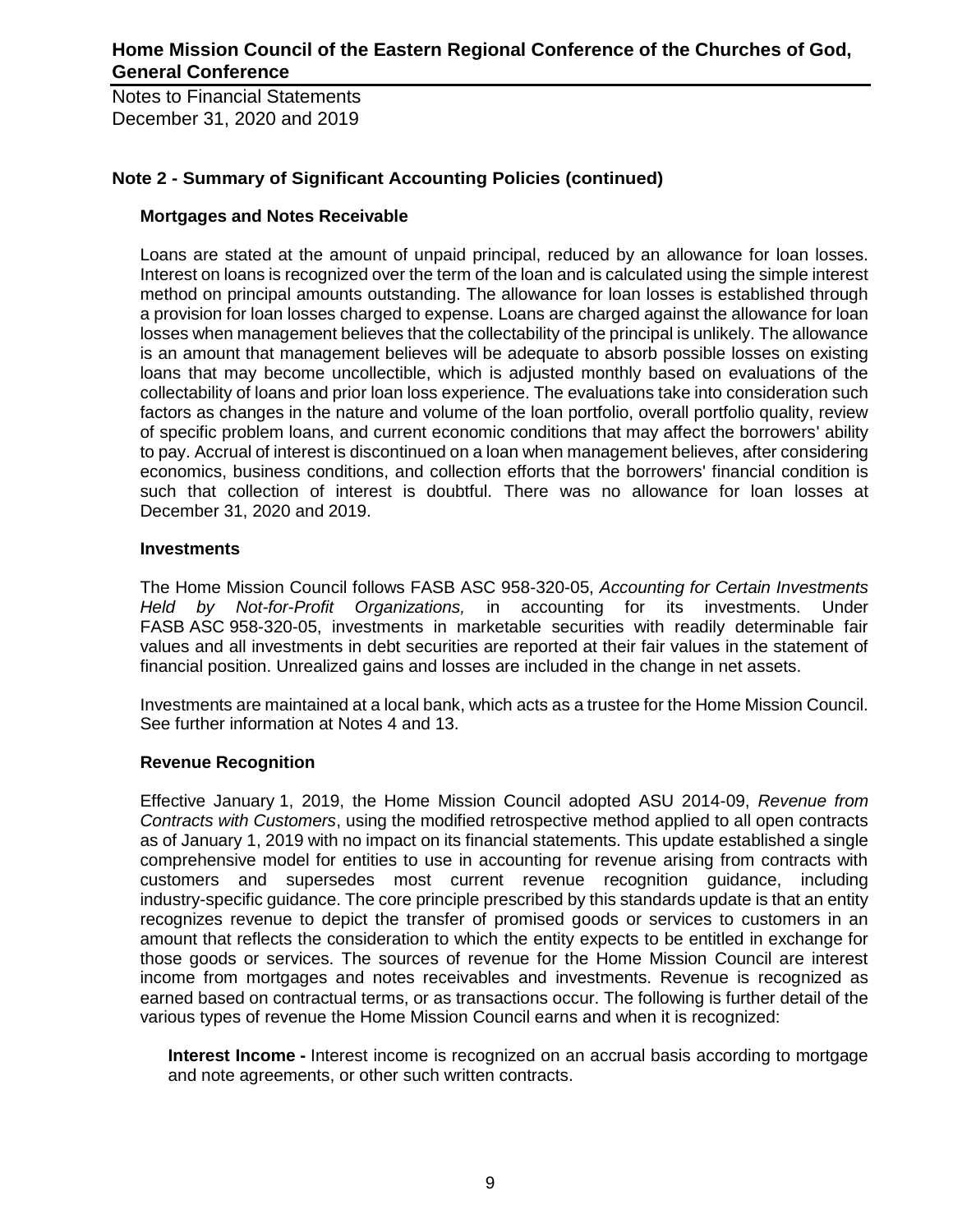## Note 2 - Summary of Significant Accounting Policies (continued)

### Mortgages and Notes Receivable

Loans are stated at the amount of unpaid principal, reduced by an allowance for loan losses. Interest on loans is recognized over the term of the loan and is calculated using the simple interest method on principal amounts outstanding. The allowance for loan losses is established through a provision for loan losses charged to expense. Loans are charged against the allowance for loan losses when management believes that the collectability of the principal is unlikely. The allowance is an amount that management believes will be adequate to absorb possible losses on existing loans that may become uncollectible, which is adjusted monthly based on evaluations of the collectability of loans and prior loan loss experience. The evaluations take into consideration such factors as changes in the nature and volume of the loan portfolio, overall portfolio quality, review of specific problem loans, and current economic conditions that may affect the borrowers' ability to pay. Accrual of interest is discontinued on a loan when management believes, after considering economics, business conditions, and collection efforts that the borrowers' financial condition is such that collection of interest is doubtful. There was no allowance for loan losses at December 31, 2020 and 2019.

### Investments

The Home Mission Council follows FASB ASC 958-320-05, *Accounting for Certain Investments Held by Not-for-Profit Organizations,* in accounting for its investments. Under FASB ASC 958-320-05, investments in marketable securities with readily determinable fair values and all investments in debt securities are reported at their fair values in the statement of financial position. Unrealized gains and losses are included in the change in net assets.

Investments are maintained at a local bank, which acts as a trustee for the Home Mission Council. See further information at Notes 4 and 13.

### Revenue Recognition

Effective January 1, 2019, the Home Mission Council adopted ASU 2014-09, *Revenue from Contracts with Customers*, using the modified retrospective method applied to all open contracts as of January 1, 2019 with no impact on its financial statements. This update established a single comprehensive model for entities to use in accounting for revenue arising from contracts with customers and supersedes most current revenue recognition guidance, including industry-specific guidance. The core principle prescribed by this standards update is that an entity recognizes revenue to depict the transfer of promised goods or services to customers in an amount that reflects the consideration to which the entity expects to be entitled in exchange for those goods or services. The sources of revenue for the Home Mission Council are interest income from mortgages and notes receivables and investments. Revenue is recognized as earned based on contractual terms, or as transactions occur. The following is further detail of the various types of revenue the Home Mission Council earns and when it is recognized:

**Interest Income -** Interest income is recognized on an accrual basis according to mortgage and note agreements, or other such written contracts.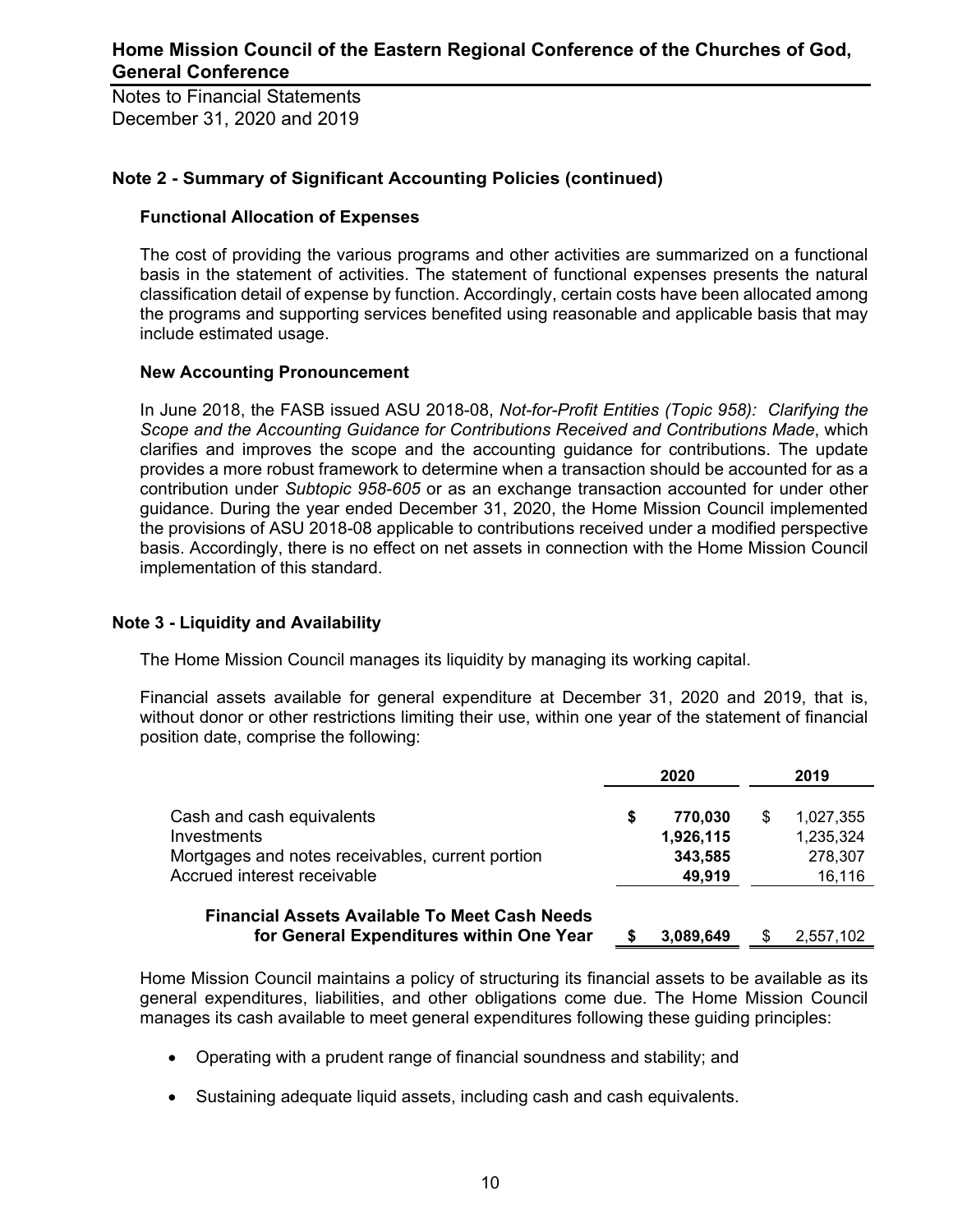## Note 2 - Summary of Significant Accounting Policies (continued)

### Functional Allocation of Expenses

The cost of providing the various programs and other activities are summarized on a functional basis in the statement of activities. The statement of functional expenses presents the natural classification detail of expense by function. Accordingly, certain costs have been allocated among the programs and supporting services benefited using reasonable and applicable basis that may include estimated usage.

### New Accounting Pronouncement

In June 2018, the FASB issued ASU 2018-08, *Not-for-Profit Entities (Topic 958): Clarifying the Scope and the Accounting Guidance for Contributions Received and Contributions Made*, which clarifies and improves the scope and the accounting guidance for contributions. The update provides a more robust framework to determine when a transaction should be accounted for as a contribution under *Subtopic 958-605* or as an exchange transaction accounted for under other guidance. During the year ended December 31, 2020, the Home Mission Council implemented the provisions of ASU 2018-08 applicable to contributions received under a modified perspective basis. Accordingly, there is no effect on net assets in connection with the Home Mission Council implementation of this standard.

## Note 3 - Liquidity and Availability

The Home Mission Council manages its liquidity by managing its working capital.

Financial assets available for general expenditure at December 31, 2020 and 2019, that is, without donor or other restrictions limiting their use, within one year of the statement of financial position date, comprise the following:

| | 2020 | 2019 |
|---|---|---|
| Cash and cash equivalents | **$ 770,030** | $ 1,027,355 |
| Investments | **1,926,115** | 1,235,324 |
| Mortgages and notes receivables, current portion | **343,585** | 278,307 |
| Accrued interest receivable | **49,919** | 16,116 |
| **Financial Assets Available To Meet Cash Needs for General Expenditures within One Year** | **$ 3,089,649** | $ 2,557,102 |

Home Mission Council maintains a policy of structuring its financial assets to be available as its general expenditures, liabilities, and other obligations come due. The Home Mission Council manages its cash available to meet general expenditures following these guiding principles:

- Operating with a prudent range of financial soundness and stability; and
- Sustaining adequate liquid assets, including cash and cash equivalents.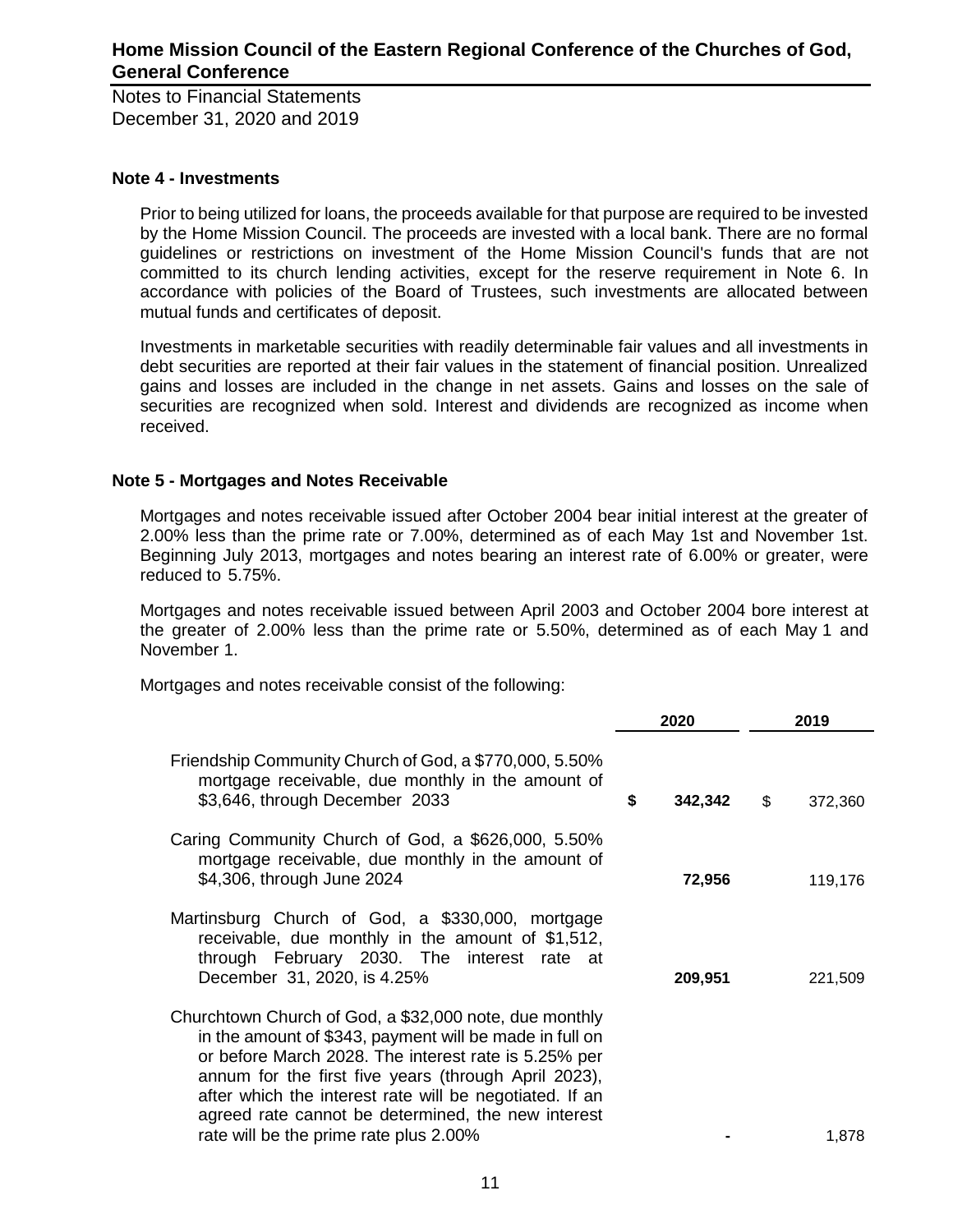# Home Mission Council of the Eastern Regional Conference of the Churches of God, General Conference

Notes to Financial Statements
December 31, 2020 and 2019

## Note 4 - Investments

Prior to being utilized for loans, the proceeds available for that purpose are required to be invested by the Home Mission Council. The proceeds are invested with a local bank. There are no formal guidelines or restrictions on investment of the Home Mission Council's funds that are not committed to its church lending activities, except for the reserve requirement in Note 6. In accordance with policies of the Board of Trustees, such investments are allocated between mutual funds and certificates of deposit.

Investments in marketable securities with readily determinable fair values and all investments in debt securities are reported at their fair values in the statement of financial position. Unrealized gains and losses are included in the change in net assets. Gains and losses on the sale of securities are recognized when sold. Interest and dividends are recognized as income when received.

## Note 5 - Mortgages and Notes Receivable

Mortgages and notes receivable issued after October 2004 bear initial interest at the greater of 2.00% less than the prime rate or 7.00%, determined as of each May 1st and November 1st. Beginning July 2013, mortgages and notes bearing an interest rate of 6.00% or greater, were reduced to 5.75%.

Mortgages and notes receivable issued between April 2003 and October 2004 bore interest at the greater of 2.00% less than the prime rate or 5.50%, determined as of each May 1 and November 1.

Mortgages and notes receivable consist of the following:

| | 2020 | 2019 |
|---|---|---|
| Friendship Community Church of God, a $770,000, 5.50% mortgage receivable, due monthly in the amount of $3,646, through December 2033 | **$ 342,342** | $ 372,360 |
| Caring Community Church of God, a $626,000, 5.50% mortgage receivable, due monthly in the amount of $4,306, through June 2024 | **72,956** | 119,176 |
| Martinsburg Church of God, a $330,000, mortgage receivable, due monthly in the amount of $1,512, through February 2030. The interest rate at December 31, 2020, is 4.25% | **209,951** | 221,509 |
| Churchtown Church of God, a $32,000 note, due monthly in the amount of $343, payment will be made in full on or before March 2028. The interest rate is 5.25% per annum for the first five years (through April 2023), after which the interest rate will be negotiated. If an agreed rate cannot be determined, the new interest rate will be the prime rate plus 2.00% | **-** | 1,878 |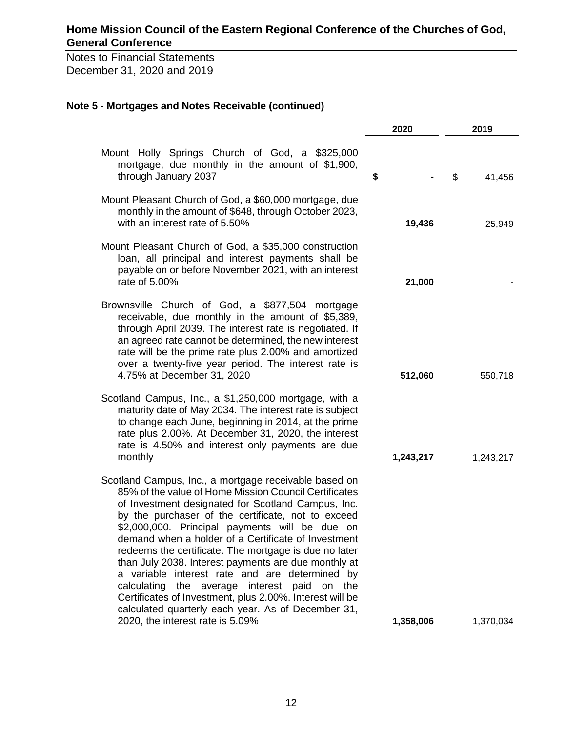# Home Mission Council of the Eastern Regional Conference of the Churches of God, General Conference

Notes to Financial Statements
December 31, 2020 and 2019

**Note 5 - Mortgages and Notes Receivable (continued)**

| | 2020 | 2019 |
|---|---|---|
| Mount Holly Springs Church of God, a $325,000 mortgage, due monthly in the amount of $1,900, through January 2037 | **$ -** | $ 41,456 |
| Mount Pleasant Church of God, a $60,000 mortgage, due monthly in the amount of $648, through October 2023, with an interest rate of 5.50% | **19,436** | 25,949 |
| Mount Pleasant Church of God, a $35,000 construction loan, all principal and interest payments shall be payable on or before November 2021, with an interest rate of 5.00% | **21,000** | - |
| Brownsville Church of God, a $877,504 mortgage receivable, due monthly in the amount of $5,389, through April 2039. The interest rate is negotiated. If an agreed rate cannot be determined, the new interest rate will be the prime rate plus 2.00% and amortized over a twenty-five year period. The interest rate is 4.75% at December 31, 2020 | **512,060** | 550,718 |
| Scotland Campus, Inc., a $1,250,000 mortgage, with a maturity date of May 2034. The interest rate is subject to change each June, beginning in 2014, at the prime rate plus 2.00%. At December 31, 2020, the interest rate is 4.50% and interest only payments are due monthly | **1,243,217** | 1,243,217 |
| Scotland Campus, Inc., a mortgage receivable based on 85% of the value of Home Mission Council Certificates of Investment designated for Scotland Campus, Inc. by the purchaser of the certificate, not to exceed $2,000,000. Principal payments will be due on demand when a holder of a Certificate of Investment redeems the certificate. The mortgage is due no later than July 2038. Interest payments are due monthly at a variable interest rate and are determined by calculating the average interest paid on the Certificates of Investment, plus 2.00%. Interest will be calculated quarterly each year. As of December 31, 2020, the interest rate is 5.09% | **1,358,006** | 1,370,034 |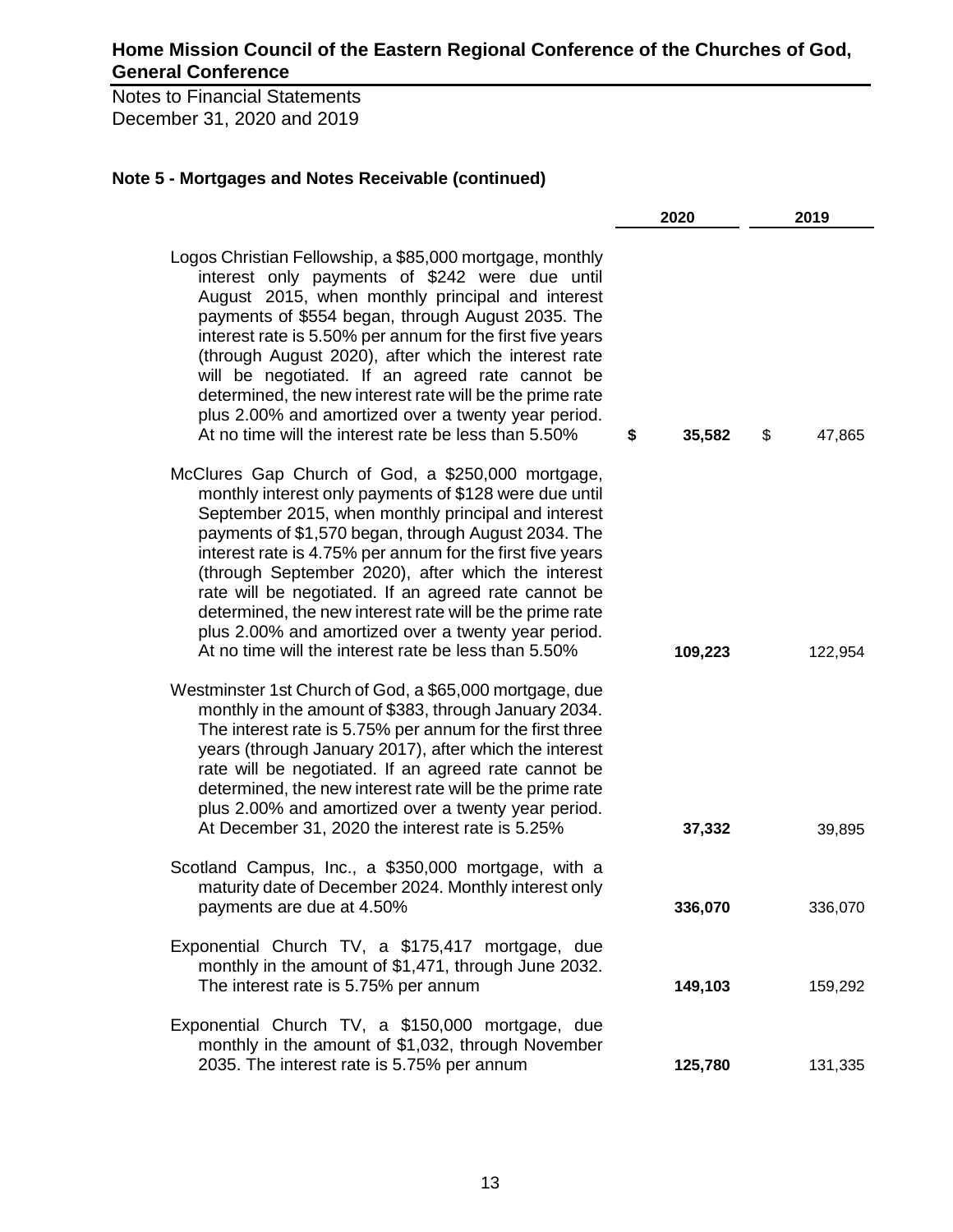# Home Mission Council of the Eastern Regional Conference of the Churches of God, General Conference

Notes to Financial Statements
December 31, 2020 and 2019

## Note 5 - Mortgages and Notes Receivable (continued)

| | 2020 | 2019 |
|---|---|---|
| Logos Christian Fellowship, a $85,000 mortgage, monthly interest only payments of $242 were due until August 2015, when monthly principal and interest payments of $554 began, through August 2035. The interest rate is 5.50% per annum for the first five years (through August 2020), after which the interest rate will be negotiated. If an agreed rate cannot be determined, the new interest rate will be the prime rate plus 2.00% and amortized over a twenty year period. At no time will the interest rate be less than 5.50% | **$ 35,582** | $ 47,865 |
| McClures Gap Church of God, a $250,000 mortgage, monthly interest only payments of $128 were due until September 2015, when monthly principal and interest payments of $1,570 began, through August 2034. The interest rate is 4.75% per annum for the first five years (through September 2020), after which the interest rate will be negotiated. If an agreed rate cannot be determined, the new interest rate will be the prime rate plus 2.00% and amortized over a twenty year period. At no time will the interest rate be less than 5.50% | **109,223** | 122,954 |
| Westminster 1st Church of God, a $65,000 mortgage, due monthly in the amount of $383, through January 2034. The interest rate is 5.75% per annum for the first three years (through January 2017), after which the interest rate will be negotiated. If an agreed rate cannot be determined, the new interest rate will be the prime rate plus 2.00% and amortized over a twenty year period. At December 31, 2020 the interest rate is 5.25% | **37,332** | 39,895 |
| Scotland Campus, Inc., a $350,000 mortgage, with a maturity date of December 2024. Monthly interest only payments are due at 4.50% | **336,070** | 336,070 |
| Exponential Church TV, a $175,417 mortgage, due monthly in the amount of $1,471, through June 2032. The interest rate is 5.75% per annum | **149,103** | 159,292 |
| Exponential Church TV, a $150,000 mortgage, due monthly in the amount of $1,032, through November 2035. The interest rate is 5.75% per annum | **125,780** | 131,335 |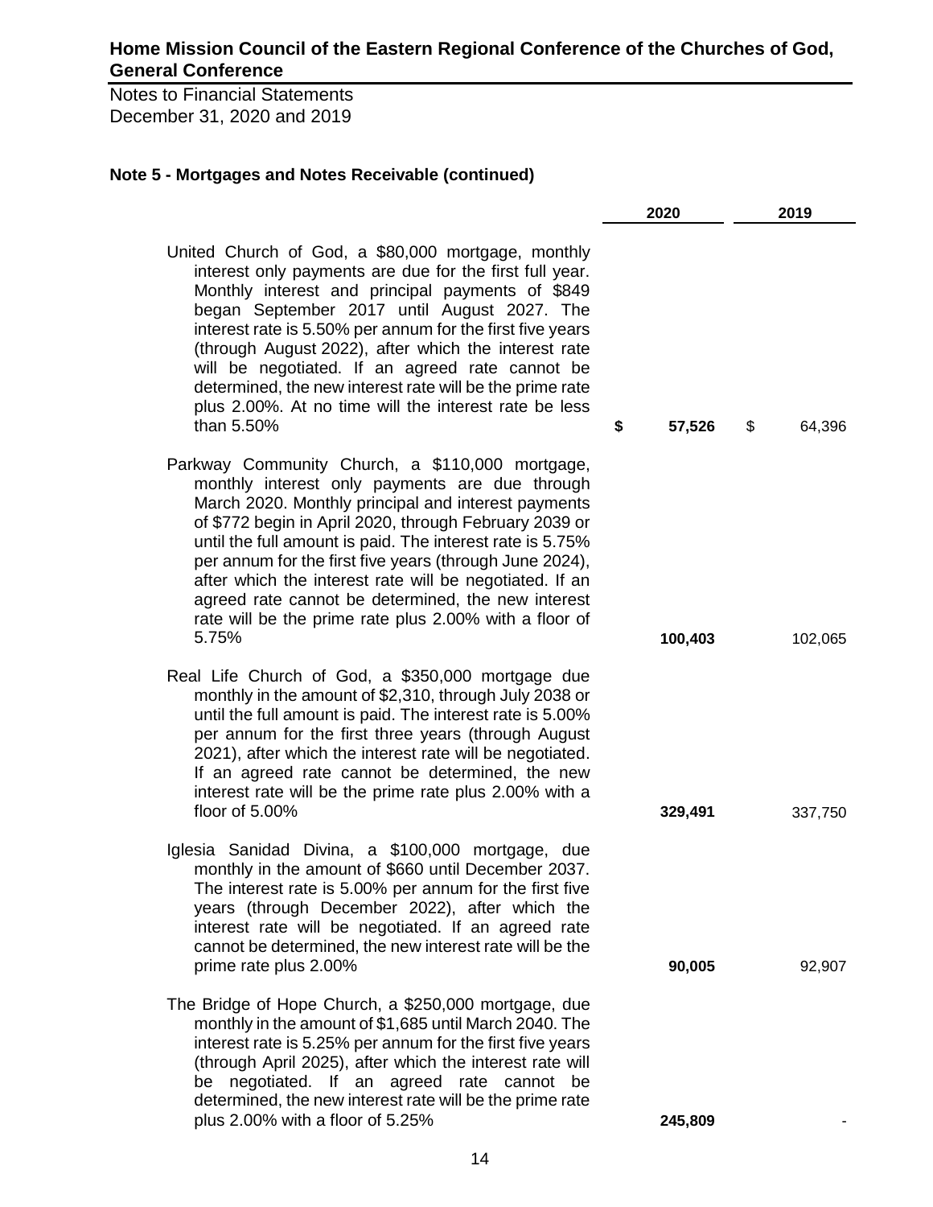**Home Mission Council of the Eastern Regional Conference of the Churches of God, General Conference**

Notes to Financial Statements
December 31, 2020 and 2019

### Note 5 - Mortgages and Notes Receivable (continued)

| | 2020 | 2019 |
|---|---|---|
| United Church of God, a \$80,000 mortgage, monthly interest only payments are due for the first full year. Monthly interest and principal payments of \$849 began September 2017 until August 2027. The interest rate is 5.50% per annum for the first five years (through August 2022), after which the interest rate will be negotiated. If an agreed rate cannot be determined, the new interest rate will be the prime rate plus 2.00%. At no time will the interest rate be less than 5.50% | **\$ 57,526** | \$ 64,396 |
| Parkway Community Church, a \$110,000 mortgage, monthly interest only payments are due through March 2020. Monthly principal and interest payments of \$772 begin in April 2020, through February 2039 or until the full amount is paid. The interest rate is 5.75% per annum for the first five years (through June 2024), after which the interest rate will be negotiated. If an agreed rate cannot be determined, the new interest rate will be the prime rate plus 2.00% with a floor of 5.75% | **100,403** | 102,065 |
| Real Life Church of God, a \$350,000 mortgage due monthly in the amount of \$2,310, through July 2038 or until the full amount is paid. The interest rate is 5.00% per annum for the first three years (through August 2021), after which the interest rate will be negotiated. If an agreed rate cannot be determined, the new interest rate will be the prime rate plus 2.00% with a floor of 5.00% | **329,491** | 337,750 |
| Iglesia Sanidad Divina, a \$100,000 mortgage, due monthly in the amount of \$660 until December 2037. The interest rate is 5.00% per annum for the first five years (through December 2022), after which the interest rate will be negotiated. If an agreed rate cannot be determined, the new interest rate will be the prime rate plus 2.00% | **90,005** | 92,907 |
| The Bridge of Hope Church, a \$250,000 mortgage, due monthly in the amount of \$1,685 until March 2040. The interest rate is 5.25% per annum for the first five years (through April 2025), after which the interest rate will be negotiated. If an agreed rate cannot be determined, the new interest rate will be the prime rate plus 2.00% with a floor of 5.25% | **245,809** | - |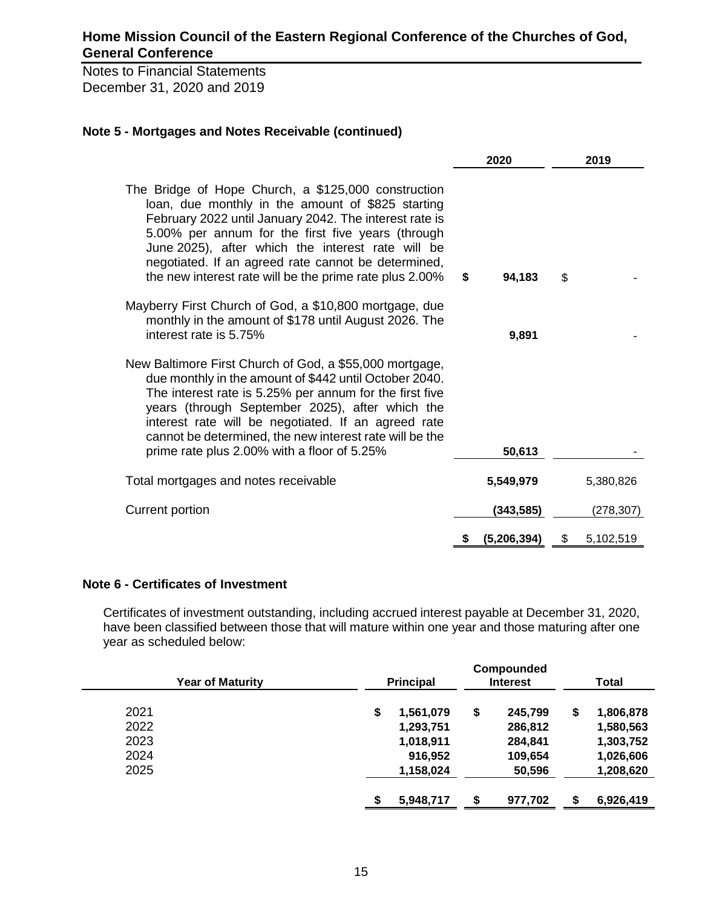**Home Mission Council of the Eastern Regional Conference of the Churches of God, General Conference**

Notes to Financial Statements
December 31, 2020 and 2019

### Note 5 - Mortgages and Notes Receivable (continued)

| | 2020 | 2019 |
|---|---|---|
| The Bridge of Hope Church, a $125,000 construction loan, due monthly in the amount of $825 starting February 2022 until January 2042. The interest rate is 5.00% per annum for the first five years (through June 2025), after which the interest rate will be negotiated. If an agreed rate cannot be determined, the new interest rate will be the prime rate plus 2.00% | $ 94,183 | $ - |
| Mayberry First Church of God, a $10,800 mortgage, due monthly in the amount of $178 until August 2026. The interest rate is 5.75% | 9,891 | - |
| New Baltimore First Church of God, a $55,000 mortgage, due monthly in the amount of $442 until October 2040. The interest rate is 5.25% per annum for the first five years (through September 2025), after which the interest rate will be negotiated. If an agreed rate cannot be determined, the new interest rate will be the prime rate plus 2.00% with a floor of 5.25% | 50,613 | - |
| Total mortgages and notes receivable | 5,549,979 | 5,380,826 |
| Current portion | (343,585) | (278,307) |
| | $ (5,206,394) | $ 5,102,519 |

### Note 6 - Certificates of Investment

Certificates of investment outstanding, including accrued interest payable at December 31, 2020, have been classified between those that will mature within one year and those maturing after one year as scheduled below:

| Year of Maturity | Principal | Compounded Interest | Total |
|---|---|---|---|
| 2021 | $ 1,561,079 | $ 245,799 | $ 1,806,878 |
| 2022 | 1,293,751 | 286,812 | 1,580,563 |
| 2023 | 1,018,911 | 284,841 | 1,303,752 |
| 2024 | 916,952 | 109,654 | 1,026,606 |
| 2025 | 1,158,024 | 50,596 | 1,208,620 |
| | $ 5,948,717 | $ 977,702 | $ 6,926,419 |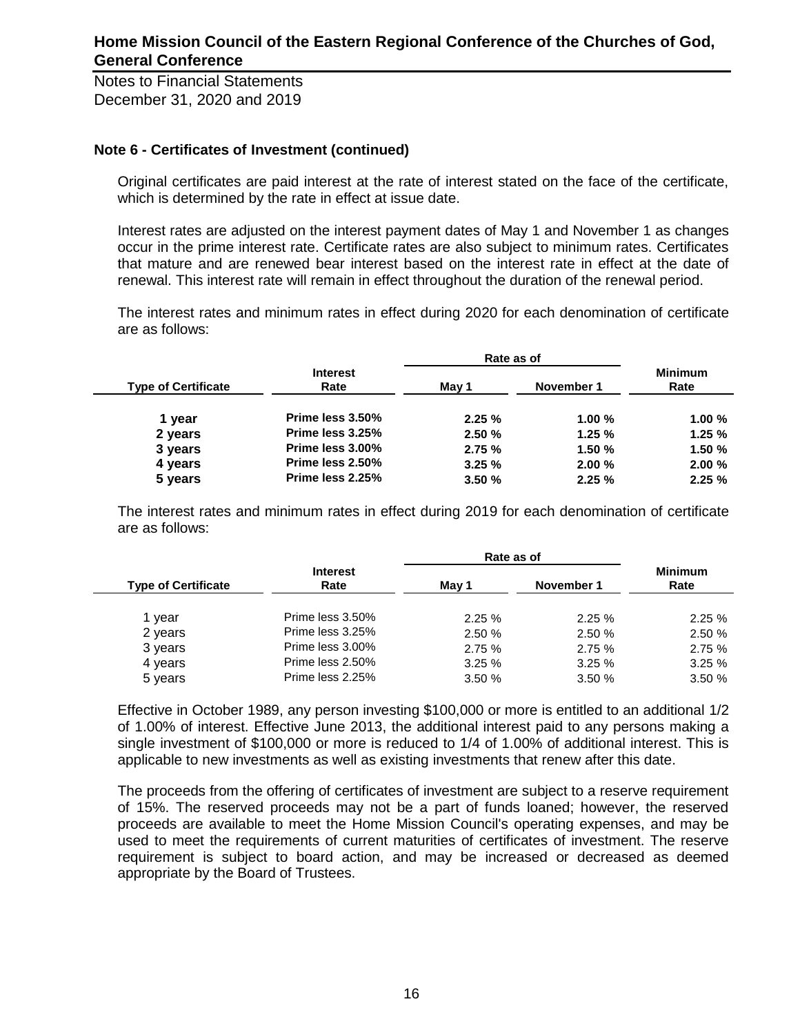# Home Mission Council of the Eastern Regional Conference of the Churches of God, General Conference

Notes to Financial Statements
December 31, 2020 and 2019

## Note 6 - Certificates of Investment (continued)

Original certificates are paid interest at the rate of interest stated on the face of the certificate, which is determined by the rate in effect at issue date.

Interest rates are adjusted on the interest payment dates of May 1 and November 1 as changes occur in the prime interest rate. Certificate rates are also subject to minimum rates. Certificates that mature and are renewed bear interest based on the interest rate in effect at the date of renewal. This interest rate will remain in effect throughout the duration of the renewal period.

The interest rates and minimum rates in effect during 2020 for each denomination of certificate are as follows:

| Type of Certificate | Interest Rate | Rate as of May 1 | Rate as of November 1 | Minimum Rate |
|---|---|---|---|---|
| **1 year** | **Prime less 3.50%** | **2.25 %** | **1.00 %** | **1.00 %** |
| **2 years** | **Prime less 3.25%** | **2.50 %** | **1.25 %** | **1.25 %** |
| **3 years** | **Prime less 3.00%** | **2.75 %** | **1.50 %** | **1.50 %** |
| **4 years** | **Prime less 2.50%** | **3.25 %** | **2.00 %** | **2.00 %** |
| **5 years** | **Prime less 2.25%** | **3.50 %** | **2.25 %** | **2.25 %** |

The interest rates and minimum rates in effect during 2019 for each denomination of certificate are as follows:

| Type of Certificate | Interest Rate | Rate as of May 1 | Rate as of November 1 | Minimum Rate |
|---|---|---|---|---|
| 1 year | Prime less 3.50% | 2.25 % | 2.25 % | 2.25 % |
| 2 years | Prime less 3.25% | 2.50 % | 2.50 % | 2.50 % |
| 3 years | Prime less 3.00% | 2.75 % | 2.75 % | 2.75 % |
| 4 years | Prime less 2.50% | 3.25 % | 3.25 % | 3.25 % |
| 5 years | Prime less 2.25% | 3.50 % | 3.50 % | 3.50 % |

Effective in October 1989, any person investing $100,000 or more is entitled to an additional 1/2 of 1.00% of interest. Effective June 2013, the additional interest paid to any persons making a single investment of $100,000 or more is reduced to 1/4 of 1.00% of additional interest. This is applicable to new investments as well as existing investments that renew after this date.

The proceeds from the offering of certificates of investment are subject to a reserve requirement of 15%. The reserved proceeds may not be a part of funds loaned; however, the reserved proceeds are available to meet the Home Mission Council's operating expenses, and may be used to meet the requirements of current maturities of certificates of investment. The reserve requirement is subject to board action, and may be increased or decreased as deemed appropriate by the Board of Trustees.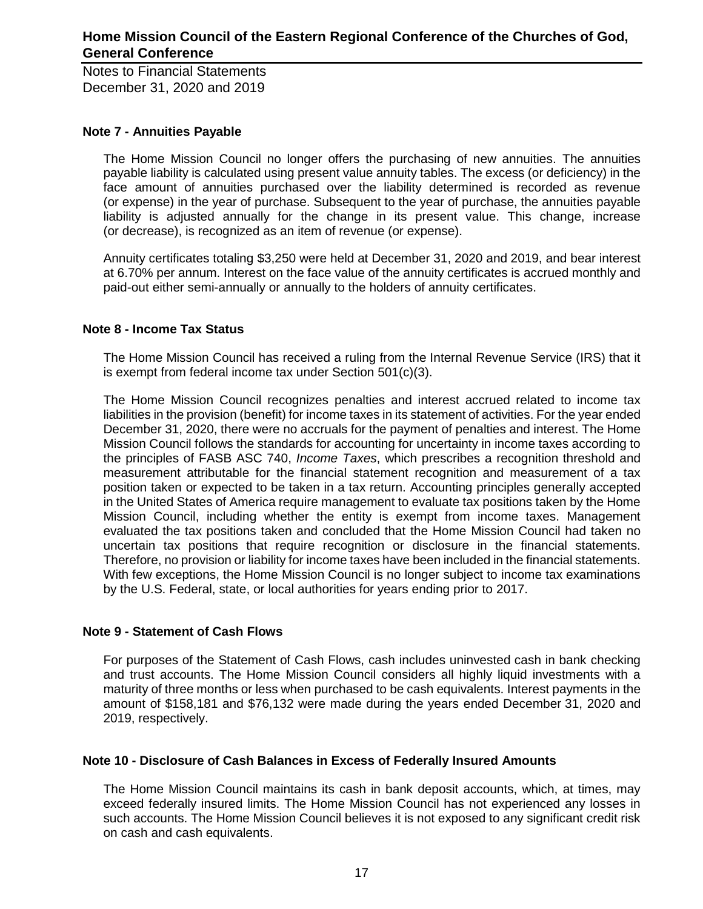## Note 7 - Annuities Payable

The Home Mission Council no longer offers the purchasing of new annuities. The annuities payable liability is calculated using present value annuity tables. The excess (or deficiency) in the face amount of annuities purchased over the liability determined is recorded as revenue (or expense) in the year of purchase. Subsequent to the year of purchase, the annuities payable liability is adjusted annually for the change in its present value. This change, increase (or decrease), is recognized as an item of revenue (or expense).

Annuity certificates totaling $3,250 were held at December 31, 2020 and 2019, and bear interest at 6.70% per annum. Interest on the face value of the annuity certificates is accrued monthly and paid-out either semi-annually or annually to the holders of annuity certificates.

## Note 8 - Income Tax Status

The Home Mission Council has received a ruling from the Internal Revenue Service (IRS) that it is exempt from federal income tax under Section 501(c)(3).

The Home Mission Council recognizes penalties and interest accrued related to income tax liabilities in the provision (benefit) for income taxes in its statement of activities. For the year ended December 31, 2020, there were no accruals for the payment of penalties and interest. The Home Mission Council follows the standards for accounting for uncertainty in income taxes according to the principles of FASB ASC 740, *Income Taxes*, which prescribes a recognition threshold and measurement attributable for the financial statement recognition and measurement of a tax position taken or expected to be taken in a tax return. Accounting principles generally accepted in the United States of America require management to evaluate tax positions taken by the Home Mission Council, including whether the entity is exempt from income taxes. Management evaluated the tax positions taken and concluded that the Home Mission Council had taken no uncertain tax positions that require recognition or disclosure in the financial statements. Therefore, no provision or liability for income taxes have been included in the financial statements. With few exceptions, the Home Mission Council is no longer subject to income tax examinations by the U.S. Federal, state, or local authorities for years ending prior to 2017.

## Note 9 - Statement of Cash Flows

For purposes of the Statement of Cash Flows, cash includes uninvested cash in bank checking and trust accounts. The Home Mission Council considers all highly liquid investments with a maturity of three months or less when purchased to be cash equivalents. Interest payments in the amount of $158,181 and $76,132 were made during the years ended December 31, 2020 and 2019, respectively.

## Note 10 - Disclosure of Cash Balances in Excess of Federally Insured Amounts

The Home Mission Council maintains its cash in bank deposit accounts, which, at times, may exceed federally insured limits. The Home Mission Council has not experienced any losses in such accounts. The Home Mission Council believes it is not exposed to any significant credit risk on cash and cash equivalents.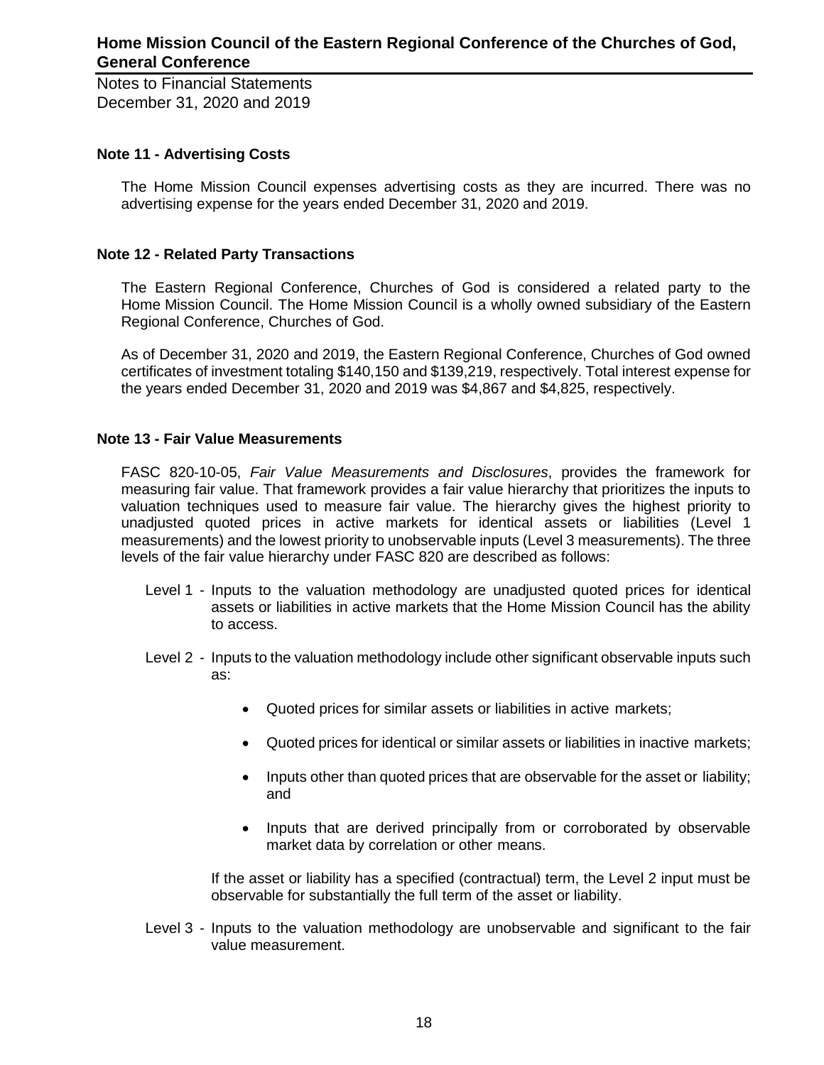## Note 11 - Advertising Costs

The Home Mission Council expenses advertising costs as they are incurred. There was no advertising expense for the years ended December 31, 2020 and 2019.

## Note 12 - Related Party Transactions

The Eastern Regional Conference, Churches of God is considered a related party to the Home Mission Council. The Home Mission Council is a wholly owned subsidiary of the Eastern Regional Conference, Churches of God.

As of December 31, 2020 and 2019, the Eastern Regional Conference, Churches of God owned certificates of investment totaling $140,150 and $139,219, respectively. Total interest expense for the years ended December 31, 2020 and 2019 was $4,867 and $4,825, respectively.

## Note 13 - Fair Value Measurements

FASC 820-10-05, *Fair Value Measurements and Disclosures*, provides the framework for measuring fair value. That framework provides a fair value hierarchy that prioritizes the inputs to valuation techniques used to measure fair value. The hierarchy gives the highest priority to unadjusted quoted prices in active markets for identical assets or liabilities (Level 1 measurements) and the lowest priority to unobservable inputs (Level 3 measurements). The three levels of the fair value hierarchy under FASC 820 are described as follows:

Level 1 - Inputs to the valuation methodology are unadjusted quoted prices for identical assets or liabilities in active markets that the Home Mission Council has the ability to access.

Level 2 - Inputs to the valuation methodology include other significant observable inputs such as:

- Quoted prices for similar assets or liabilities in active markets;
- Quoted prices for identical or similar assets or liabilities in inactive markets;
- Inputs other than quoted prices that are observable for the asset or liability; and
- Inputs that are derived principally from or corroborated by observable market data by correlation or other means.

If the asset or liability has a specified (contractual) term, the Level 2 input must be observable for substantially the full term of the asset or liability.

Level 3 - Inputs to the valuation methodology are unobservable and significant to the fair value measurement.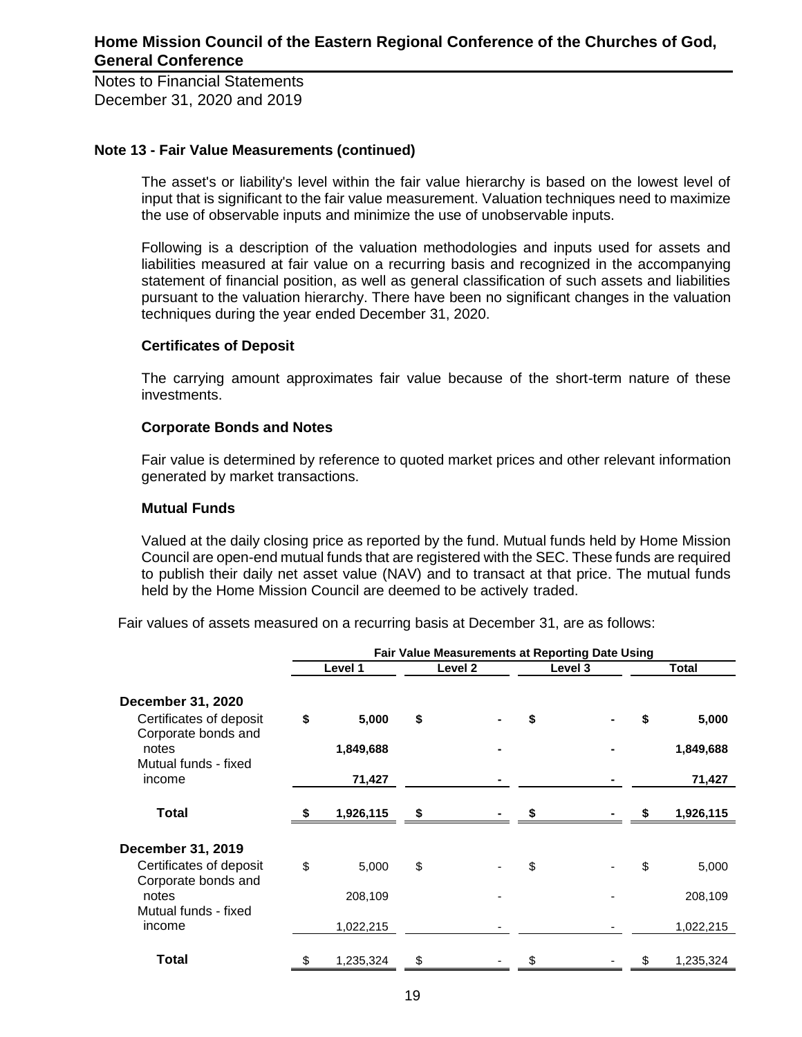# Home Mission Council of the Eastern Regional Conference of the Churches of God, General Conference

Notes to Financial Statements
December 31, 2020 and 2019

### Note 13 - Fair Value Measurements (continued)

The asset's or liability's level within the fair value hierarchy is based on the lowest level of input that is significant to the fair value measurement. Valuation techniques need to maximize the use of observable inputs and minimize the use of unobservable inputs.

Following is a description of the valuation methodologies and inputs used for assets and liabilities measured at fair value on a recurring basis and recognized in the accompanying statement of financial position, as well as general classification of such assets and liabilities pursuant to the valuation hierarchy. There have been no significant changes in the valuation techniques during the year ended December 31, 2020.

**Certificates of Deposit**

The carrying amount approximates fair value because of the short-term nature of these investments.

**Corporate Bonds and Notes**

Fair value is determined by reference to quoted market prices and other relevant information generated by market transactions.

**Mutual Funds**

Valued at the daily closing price as reported by the fund. Mutual funds held by Home Mission Council are open-end mutual funds that are registered with the SEC. These funds are required to publish their daily net asset value (NAV) and to transact at that price. The mutual funds held by the Home Mission Council are deemed to be actively traded.

Fair values of assets measured on a recurring basis at December 31, are as follows:

| | Fair Value Measurements at Reporting Date Using | | | |
|---|---|---|---|---|
| | Level 1 | Level 2 | Level 3 | Total |
| **December 31, 2020** | | | | |
| Certificates of deposit | **$ 5,000** | **$ -** | **$ -** | **$ 5,000** |
| Corporate bonds and notes | **1,849,688** | **-** | **-** | **1,849,688** |
| Mutual funds - fixed income | **71,427** | **-** | **-** | **71,427** |
| **Total** | **$ 1,926,115** | **$ -** | **$ -** | **$ 1,926,115** |
| **December 31, 2019** | | | | |
| Certificates of deposit | $ 5,000 | $ - | $ - | $ 5,000 |
| Corporate bonds and notes | 208,109 | - | - | 208,109 |
| Mutual funds - fixed income | 1,022,215 | - | - | 1,022,215 |
| **Total** | $ 1,235,324 | $ - | $ - | $ 1,235,324 |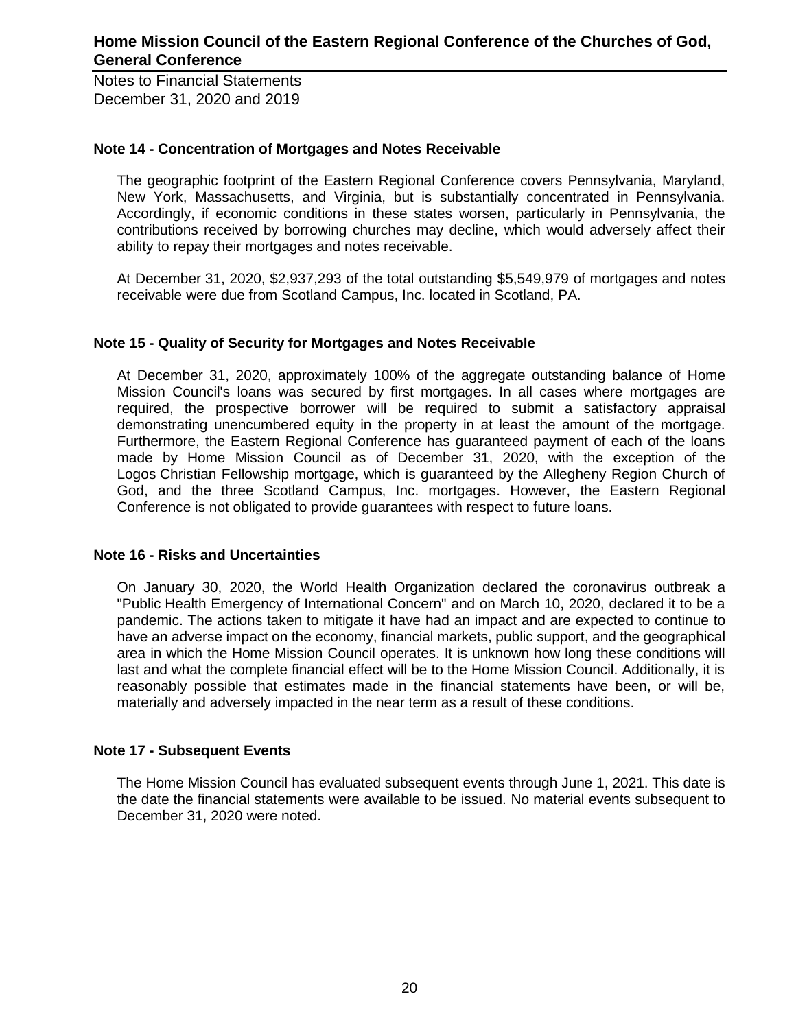## Note 14 - Concentration of Mortgages and Notes Receivable

The geographic footprint of the Eastern Regional Conference covers Pennsylvania, Maryland, New York, Massachusetts, and Virginia, but is substantially concentrated in Pennsylvania. Accordingly, if economic conditions in these states worsen, particularly in Pennsylvania, the contributions received by borrowing churches may decline, which would adversely affect their ability to repay their mortgages and notes receivable.

At December 31, 2020, $2,937,293 of the total outstanding $5,549,979 of mortgages and notes receivable were due from Scotland Campus, Inc. located in Scotland, PA.

## Note 15 - Quality of Security for Mortgages and Notes Receivable

At December 31, 2020, approximately 100% of the aggregate outstanding balance of Home Mission Council's loans was secured by first mortgages. In all cases where mortgages are required, the prospective borrower will be required to submit a satisfactory appraisal demonstrating unencumbered equity in the property in at least the amount of the mortgage. Furthermore, the Eastern Regional Conference has guaranteed payment of each of the loans made by Home Mission Council as of December 31, 2020, with the exception of the Logos Christian Fellowship mortgage, which is guaranteed by the Allegheny Region Church of God, and the three Scotland Campus, Inc. mortgages. However, the Eastern Regional Conference is not obligated to provide guarantees with respect to future loans.

## Note 16 - Risks and Uncertainties

On January 30, 2020, the World Health Organization declared the coronavirus outbreak a "Public Health Emergency of International Concern" and on March 10, 2020, declared it to be a pandemic. The actions taken to mitigate it have had an impact and are expected to continue to have an adverse impact on the economy, financial markets, public support, and the geographical area in which the Home Mission Council operates. It is unknown how long these conditions will last and what the complete financial effect will be to the Home Mission Council. Additionally, it is reasonably possible that estimates made in the financial statements have been, or will be, materially and adversely impacted in the near term as a result of these conditions.

## Note 17 - Subsequent Events

The Home Mission Council has evaluated subsequent events through June 1, 2021. This date is the date the financial statements were available to be issued. No material events subsequent to December 31, 2020 were noted.